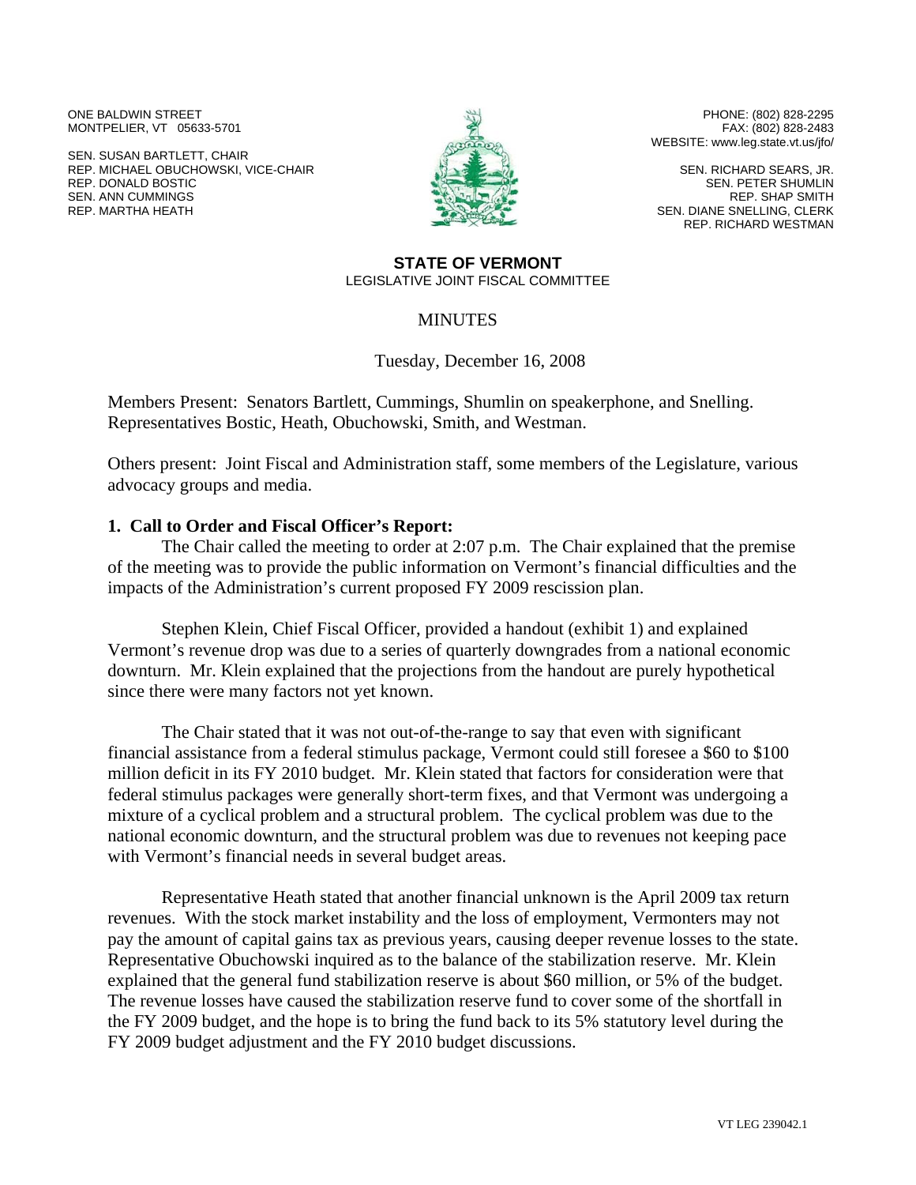ONE BALDWIN STREET
MONTPELIER, VT 05633-5701

SEN. SUSAN BARTLETT, CHAIR
REP. MICHAEL OBUCHOWSKI, VICE-CHAIR
REP. DONALD BOSTIC
SEN. ANN CUMMINGS
REP. MARTHA HEATH

PHONE: (802) 828-2295
FAX: (802) 828-2483
WEBSITE: www.leg.state.vt.us/jfo/

SEN. RICHARD SEARS, JR.
SEN. PETER SHUMLIN
REP. SHAP SMITH
SEN. DIANE SNELLING, CLERK
REP. RICHARD WESTMAN

**STATE OF VERMONT**
LEGISLATIVE JOINT FISCAL COMMITTEE

# MINUTES

Tuesday, December 16, 2008

Members Present: Senators Bartlett, Cummings, Shumlin on speakerphone, and Snelling. Representatives Bostic, Heath, Obuchowski, Smith, and Westman.

Others present: Joint Fiscal and Administration staff, some members of the Legislature, various advocacy groups and media.

## 1. Call to Order and Fiscal Officer's Report:

The Chair called the meeting to order at 2:07 p.m. The Chair explained that the premise of the meeting was to provide the public information on Vermont's financial difficulties and the impacts of the Administration's current proposed FY 2009 rescission plan.

Stephen Klein, Chief Fiscal Officer, provided a handout (exhibit 1) and explained Vermont's revenue drop was due to a series of quarterly downgrades from a national economic downturn. Mr. Klein explained that the projections from the handout are purely hypothetical since there were many factors not yet known.

The Chair stated that it was not out-of-the-range to say that even with significant financial assistance from a federal stimulus package, Vermont could still foresee a $60 to $100 million deficit in its FY 2010 budget. Mr. Klein stated that factors for consideration were that federal stimulus packages were generally short-term fixes, and that Vermont was undergoing a mixture of a cyclical problem and a structural problem. The cyclical problem was due to the national economic downturn, and the structural problem was due to revenues not keeping pace with Vermont's financial needs in several budget areas.

Representative Heath stated that another financial unknown is the April 2009 tax return revenues. With the stock market instability and the loss of employment, Vermonters may not pay the amount of capital gains tax as previous years, causing deeper revenue losses to the state. Representative Obuchowski inquired as to the balance of the stabilization reserve. Mr. Klein explained that the general fund stabilization reserve is about $60 million, or 5% of the budget. The revenue losses have caused the stabilization reserve fund to cover some of the shortfall in the FY 2009 budget, and the hope is to bring the fund back to its 5% statutory level during the FY 2009 budget adjustment and the FY 2010 budget discussions.

VT LEG 239042.1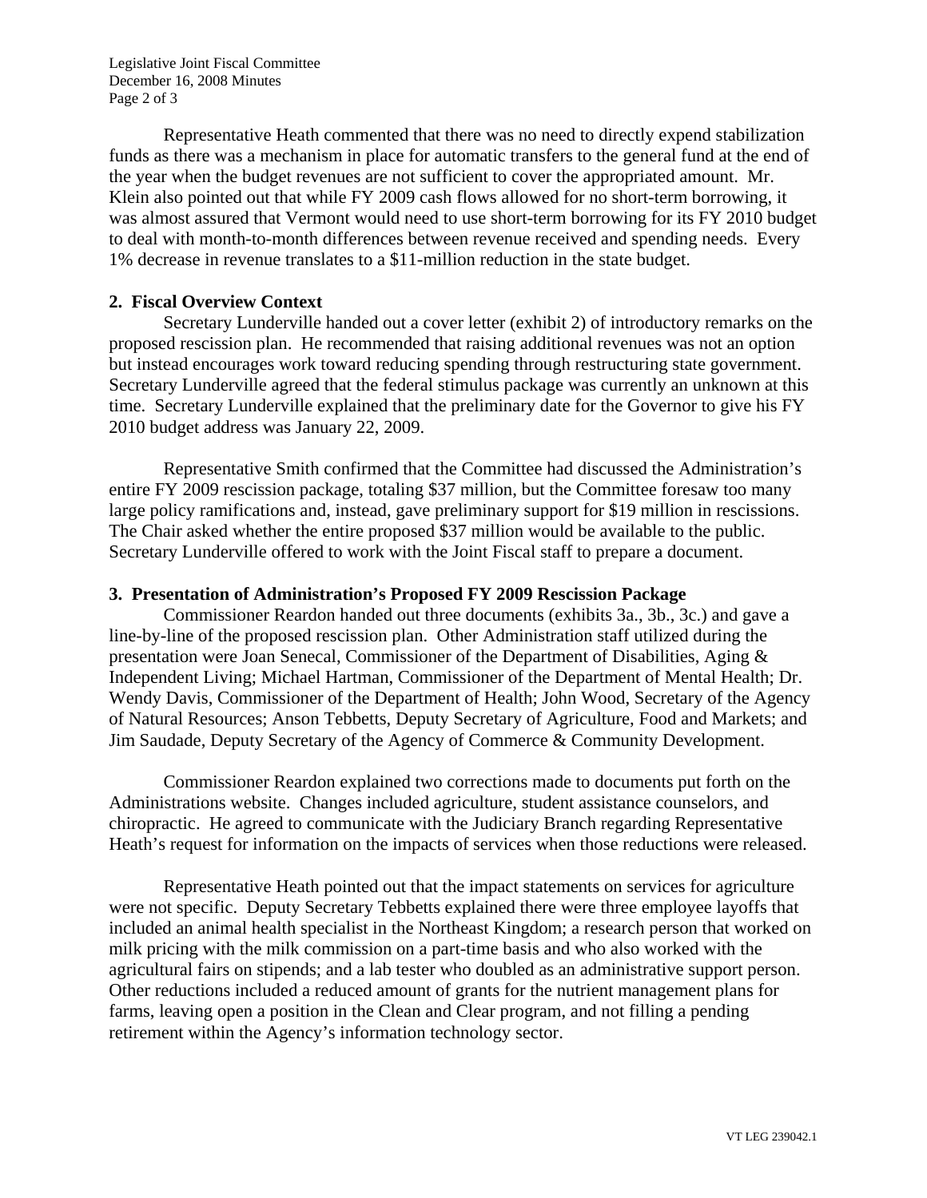Representative Heath commented that there was no need to directly expend stabilization funds as there was a mechanism in place for automatic transfers to the general fund at the end of the year when the budget revenues are not sufficient to cover the appropriated amount. Mr. Klein also pointed out that while FY 2009 cash flows allowed for no short-term borrowing, it was almost assured that Vermont would need to use short-term borrowing for its FY 2010 budget to deal with month-to-month differences between revenue received and spending needs. Every 1% decrease in revenue translates to a $11-million reduction in the state budget.

**2. Fiscal Overview Context**

Secretary Lunderville handed out a cover letter (exhibit 2) of introductory remarks on the proposed rescission plan. He recommended that raising additional revenues was not an option but instead encourages work toward reducing spending through restructuring state government. Secretary Lunderville agreed that the federal stimulus package was currently an unknown at this time. Secretary Lunderville explained that the preliminary date for the Governor to give his FY 2010 budget address was January 22, 2009.

Representative Smith confirmed that the Committee had discussed the Administration's entire FY 2009 rescission package, totaling $37 million, but the Committee foresaw too many large policy ramifications and, instead, gave preliminary support for $19 million in rescissions. The Chair asked whether the entire proposed $37 million would be available to the public. Secretary Lunderville offered to work with the Joint Fiscal staff to prepare a document.

**3. Presentation of Administration's Proposed FY 2009 Rescission Package**

Commissioner Reardon handed out three documents (exhibits 3a., 3b., 3c.) and gave a line-by-line of the proposed rescission plan. Other Administration staff utilized during the presentation were Joan Senecal, Commissioner of the Department of Disabilities, Aging & Independent Living; Michael Hartman, Commissioner of the Department of Mental Health; Dr. Wendy Davis, Commissioner of the Department of Health; John Wood, Secretary of the Agency of Natural Resources; Anson Tebbetts, Deputy Secretary of Agriculture, Food and Markets; and Jim Saudade, Deputy Secretary of the Agency of Commerce & Community Development.

Commissioner Reardon explained two corrections made to documents put forth on the Administrations website. Changes included agriculture, student assistance counselors, and chiropractic. He agreed to communicate with the Judiciary Branch regarding Representative Heath's request for information on the impacts of services when those reductions were released.

Representative Heath pointed out that the impact statements on services for agriculture were not specific. Deputy Secretary Tebbetts explained there were three employee layoffs that included an animal health specialist in the Northeast Kingdom; a research person that worked on milk pricing with the milk commission on a part-time basis and who also worked with the agricultural fairs on stipends; and a lab tester who doubled as an administrative support person. Other reductions included a reduced amount of grants for the nutrient management plans for farms, leaving open a position in the Clean and Clear program, and not filling a pending retirement within the Agency's information technology sector.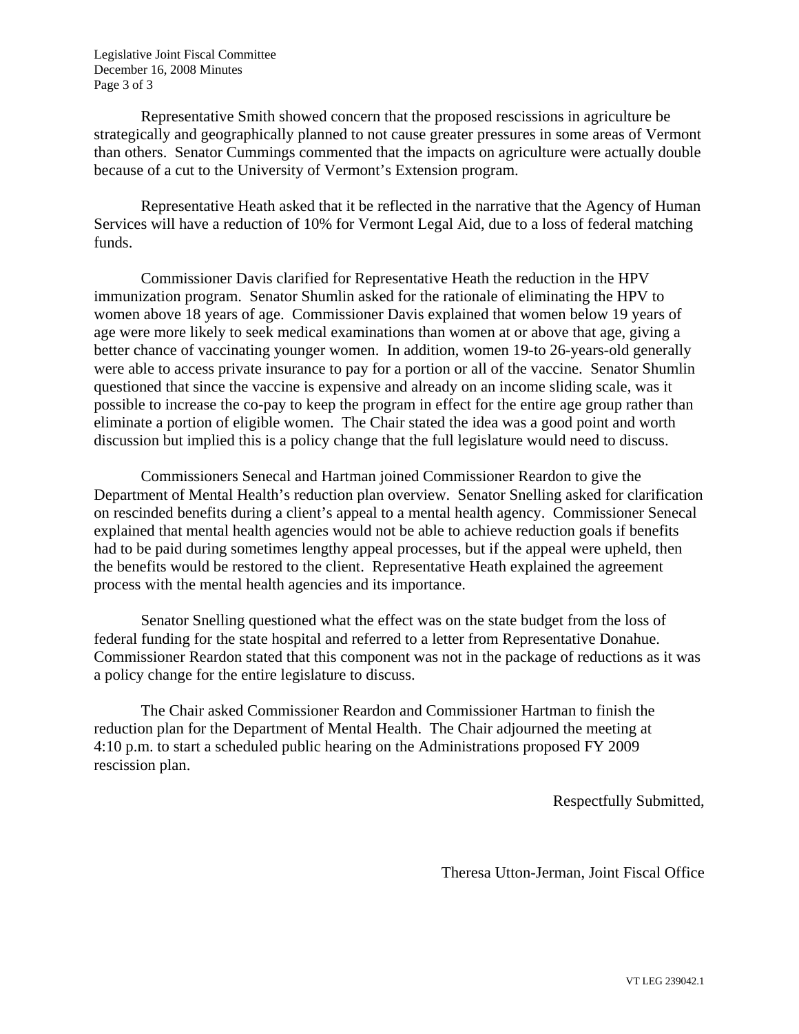Representative Smith showed concern that the proposed rescissions in agriculture be strategically and geographically planned to not cause greater pressures in some areas of Vermont than others. Senator Cummings commented that the impacts on agriculture were actually double because of a cut to the University of Vermont's Extension program.

Representative Heath asked that it be reflected in the narrative that the Agency of Human Services will have a reduction of 10% for Vermont Legal Aid, due to a loss of federal matching funds.

Commissioner Davis clarified for Representative Heath the reduction in the HPV immunization program. Senator Shumlin asked for the rationale of eliminating the HPV to women above 18 years of age. Commissioner Davis explained that women below 19 years of age were more likely to seek medical examinations than women at or above that age, giving a better chance of vaccinating younger women. In addition, women 19-to 26-years-old generally were able to access private insurance to pay for a portion or all of the vaccine. Senator Shumlin questioned that since the vaccine is expensive and already on an income sliding scale, was it possible to increase the co-pay to keep the program in effect for the entire age group rather than eliminate a portion of eligible women. The Chair stated the idea was a good point and worth discussion but implied this is a policy change that the full legislature would need to discuss.

Commissioners Senecal and Hartman joined Commissioner Reardon to give the Department of Mental Health's reduction plan overview. Senator Snelling asked for clarification on rescinded benefits during a client's appeal to a mental health agency. Commissioner Senecal explained that mental health agencies would not be able to achieve reduction goals if benefits had to be paid during sometimes lengthy appeal processes, but if the appeal were upheld, then the benefits would be restored to the client. Representative Heath explained the agreement process with the mental health agencies and its importance.

Senator Snelling questioned what the effect was on the state budget from the loss of federal funding for the state hospital and referred to a letter from Representative Donahue. Commissioner Reardon stated that this component was not in the package of reductions as it was a policy change for the entire legislature to discuss.

The Chair asked Commissioner Reardon and Commissioner Hartman to finish the reduction plan for the Department of Mental Health. The Chair adjourned the meeting at 4:10 p.m. to start a scheduled public hearing on the Administrations proposed FY 2009 rescission plan.

Respectfully Submitted,

Theresa Utton-Jerman, Joint Fiscal Office

VT LEG 239042.1